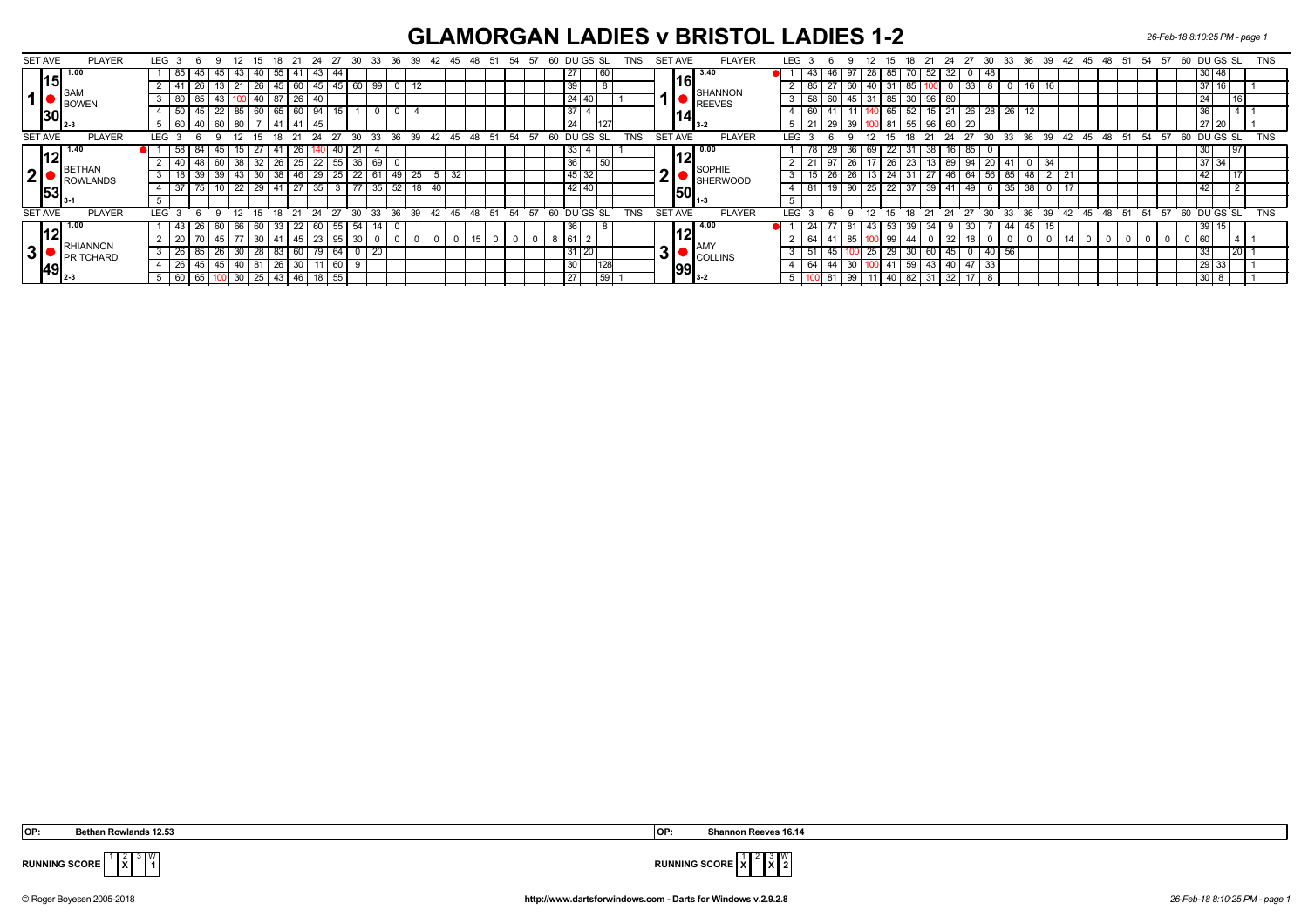# GLAMORGAN LADIES v BRISTOL LADIES 1-2

### Set 1

| SET AVE | PLAYER | LEG | 3 | 6 | 9 | 12 | 15 | 18 | 21 | 24 | 27 | 30 | 33 | 36 | 39 | 42 | DU | GS | SL | TNS |
|---|---|---|---|---|---|---|---|---|---|---|---|---|---|---|---|---|---|---|---|---|
| 15.30 (1.00) | SAM BOWEN (2-3) | 1 | 85 | 45 | 45 | 43 | 40 | 55 | 41 | 43 | 44 | | | | | | 27 | | 60 | |
| | | 2 | 41 | 26 | 13 | 21 | 26 | 45 | 60 | 45 | 45 | 60 | 99 | 0 | 12 | | 39 | | 8 | |
| | | 3 | 80 | 85 | 43 | 100 | 40 | 87 | 26 | 40 | | | | | | | 24 | 40 | | 1 |
| | | 4 | 50 | 45 | 22 | 85 | 60 | 65 | 60 | 94 | 15 | 1 | 0 | 0 | 4 | | 37 | 4 | | |
| | | 5 | 60 | 40 | 60 | 80 | 7 | 41 | 41 | 45 | | | | | | | 24 | | 127 | |

| SET AVE | PLAYER | LEG | 3 | 6 | 9 | 12 | 15 | 18 | 21 | 24 | 27 | 30 | 33 | 36 | 39 | 42 | DU | GS | SL | TNS |
|---|---|---|---|---|---|---|---|---|---|---|---|---|---|---|---|---|---|---|---|---|
| 16.14 (3.40) | SHANNON REEVES (3-2) | 1 | 43 | 46 | 97 | 28 | 85 | 70 | 52 | 32 | 0 | 48 | | | | | 30 | 48 | | |
| | | 2 | 85 | 27 | 60 | 40 | 31 | 85 | 100 | 0 | 33 | 8 | 0 | 16 | 16 | | 37 | 16 | | 1 |
| | | 3 | 58 | 60 | 45 | 31 | 85 | 30 | 96 | 80 | | | | | | | 24 | | 16 | |
| | | 4 | 60 | 41 | 11 | 140 | 65 | 52 | 15 | 21 | 26 | 28 | 26 | 12 | | | 36 | | 4 | 1 |
| | | 5 | 21 | 29 | 39 | 100 | 81 | 55 | 96 | 60 | 20 | | | | | | 27 | 20 | | 1 |

### Set 2

| SET AVE | PLAYER | LEG | 3 | 6 | 9 | 12 | 15 | 18 | 21 | 24 | 27 | 30 | 33 | 36 | 39 | 42 | 45 | DU | GS | SL | TNS |
|---|---|---|---|---|---|---|---|---|---|---|---|---|---|---|---|---|---|---|---|---|---|
| 12.53 (1.40) | BETHAN ROWLANDS (3-1) | 1 | 58 | 84 | 45 | 15 | 27 | 41 | 26 | 140 | 40 | 21 | 4 | | | | | 33 | 4 | | 1 |
| | | 2 | 40 | 48 | 60 | 38 | 32 | 26 | 25 | 22 | 55 | 36 | 69 | 0 | | | | 36 | | 50 | |
| | | 3 | 18 | 39 | 39 | 43 | 30 | 38 | 46 | 29 | 25 | 22 | 61 | 49 | 25 | 5 | 32 | 45 | 32 | | |
| | | 4 | 37 | 75 | 10 | 22 | 29 | 41 | 27 | 35 | 3 | 77 | 35 | 52 | 18 | 40 | | 42 | 40 | | |
| | | 5 | | | | | | | | | | | | | | | | | | | |

| SET AVE | PLAYER | LEG | 3 | 6 | 9 | 12 | 15 | 18 | 21 | 24 | 27 | 30 | 33 | 36 | 39 | 42 | DU | GS | SL | TNS |
|---|---|---|---|---|---|---|---|---|---|---|---|---|---|---|---|---|---|---|---|---|
| 12.50 (0.00) | SOPHIE SHERWOOD (1-3) | 1 | 78 | 29 | 36 | 69 | 22 | 31 | 38 | 16 | 85 | 0 | | | | | 30 | | 97 | |
| | | 2 | 21 | 97 | 26 | 17 | 26 | 23 | 13 | 89 | 94 | 20 | 41 | 0 | 34 | | 37 | 34 | | |
| | | 3 | 15 | 26 | 26 | 13 | 24 | 31 | 27 | 46 | 64 | 56 | 85 | 48 | 2 | 21 | 42 | | 17 | |
| | | 4 | 81 | 19 | 90 | 25 | 22 | 37 | 39 | 41 | 49 | 6 | 35 | 38 | 0 | 17 | 42 | | 2 | |
| | | 5 | | | | | | | | | | | | | | | | | | |

### Set 3

| SET AVE | PLAYER | LEG | 3 | 6 | 9 | 12 | 15 | 18 | 21 | 24 | 27 | 30 | 33 | 36 | 39 | 42 | 45 | 48 | 51 | 54 | 57 | 60 | DU | GS | SL | TNS |
|---|---|---|---|---|---|---|---|---|---|---|---|---|---|---|---|---|---|---|---|---|---|---|---|---|---|---|
| 12.49 (1.00) | RHIANNON PRITCHARD (2-3) | 1 | 43 | 26 | 60 | 66 | 60 | 33 | 22 | 60 | 55 | 54 | 14 | 0 | | | | | | | | | 36 | | 8 | |
| | | 2 | 20 | 70 | 45 | 77 | 30 | 41 | 45 | 23 | 95 | 30 | 0 | 0 | 0 | 0 | 0 | 15 | 0 | 0 | 0 | 8 | 61 | 2 | | |
| | | 3 | 26 | 85 | 26 | 30 | 28 | 83 | 60 | 79 | 64 | 0 | 20 | | | | | | | | | | 31 | 20 | | |
| | | 4 | 26 | 45 | 45 | 40 | 81 | 26 | 30 | 11 | 60 | 9 | | | | | | | | | | | 30 | | 128 | |
| | | 5 | 60 | 65 | 100 | 30 | 25 | 43 | 46 | 18 | 55 | | | | | | | | | | | | 27 | | 59 | 1 |

| SET AVE | PLAYER | LEG | 3 | 6 | 9 | 12 | 15 | 18 | 21 | 24 | 27 | 30 | 33 | 36 | 39 | 42 | 45 | 48 | 51 | 54 | 57 | 60 | DU | GS | SL | TNS |
|---|---|---|---|---|---|---|---|---|---|---|---|---|---|---|---|---|---|---|---|---|---|---|---|---|---|---|
| 12.99 (4.00) | AMY COLLINS (3-2) | 1 | 24 | 77 | 81 | 43 | 53 | 39 | 34 | 9 | 30 | 7 | 44 | 45 | 15 | | | | | | | | 39 | 15 | | |
| | | 2 | 64 | 41 | 85 | 100 | 99 | 44 | 0 | 32 | 18 | 0 | 0 | 0 | 0 | 14 | 0 | 0 | 0 | 0 | 0 | 0 | 60 | | 4 | 1 |
| | | 3 | 51 | 45 | 100 | 25 | 29 | 30 | 60 | 45 | 0 | 40 | 56 | | | | | | | | | | 33 | | 20 | 1 |
| | | 4 | 64 | 44 | 30 | 100 | 41 | 59 | 43 | 40 | 47 | 33 | | | | | | | | | | | 29 | 33 | | 1 |
| | | 5 | 100 | 81 | 99 | 11 | 40 | 82 | 31 | 32 | 17 | 8 | | | | | | | | | | | 30 | 8 | | 1 |

**OP:** Bethan Rowlands 12.53

**RUNNING SCORE**

| 1 | 2 | 3 | W |
|---|---|---|---|
| | X | | 1 |

**OP:** Shannon Reeves 16.14

**RUNNING SCORE**

| 1 | 2 | 3 | W |
|---|---|---|---|
| X | | X | 2 |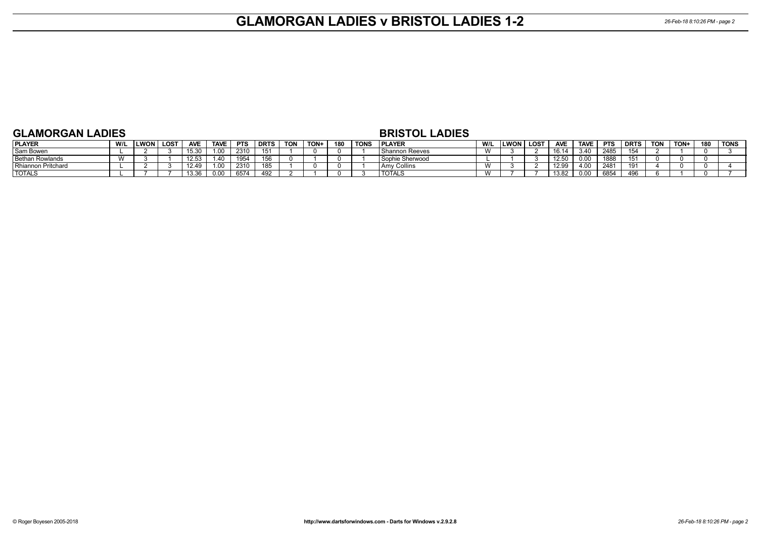# GLAMORGAN LADIES v BRISTOL LADIES 1-2

## GLAMORGAN LADIES

| PLAYER | W/L | LWON | LOST | AVE | TAVE | PTS | DRTS | TON | TON+ | 180 | TONS |
|---|---|---|---|---|---|---|---|---|---|---|---|
| Sam Bowen | L | 2 | 3 | 15.30 | 1.00 | 2310 | 151 | 1 | 0 | 0 | 1 |
| Bethan Rowlands | W | 3 | 1 | 12.53 | 1.40 | 1954 | 156 | 0 | 1 | 0 | 1 |
| Rhiannon Pritchard | L | 2 | 3 | 12.49 | 1.00 | 2310 | 185 | 1 | 0 | 0 | 1 |
| TOTALS | L | 7 | 7 | 13.36 | 0.00 | 6574 | 492 | 2 | 1 | 0 | 3 |

## BRISTOL LADIES

| PLAYER | W/L | LWON | LOST | AVE | TAVE | PTS | DRTS | TON | TON+ | 180 | TONS |
|---|---|---|---|---|---|---|---|---|---|---|---|
| Shannon Reeves | W | 3 | 2 | 16.14 | 3.40 | 2485 | 154 | 2 | 1 | 0 | 3 |
| Sophie Sherwood | L | 1 | 3 | 12.50 | 0.00 | 1888 | 151 | 0 | 0 | 0 | |
| Amy Collins | W | 3 | 2 | 12.99 | 4.00 | 2481 | 191 | 4 | 0 | 0 | 4 |
| TOTALS | W | 7 | 7 | 13.82 | 0.00 | 6854 | 496 | 6 | 1 | 0 | 7 |

© Roger Boyesen 2005-2018 http://www.dartsforwindows.com - Darts for Windows v.2.9.2.8